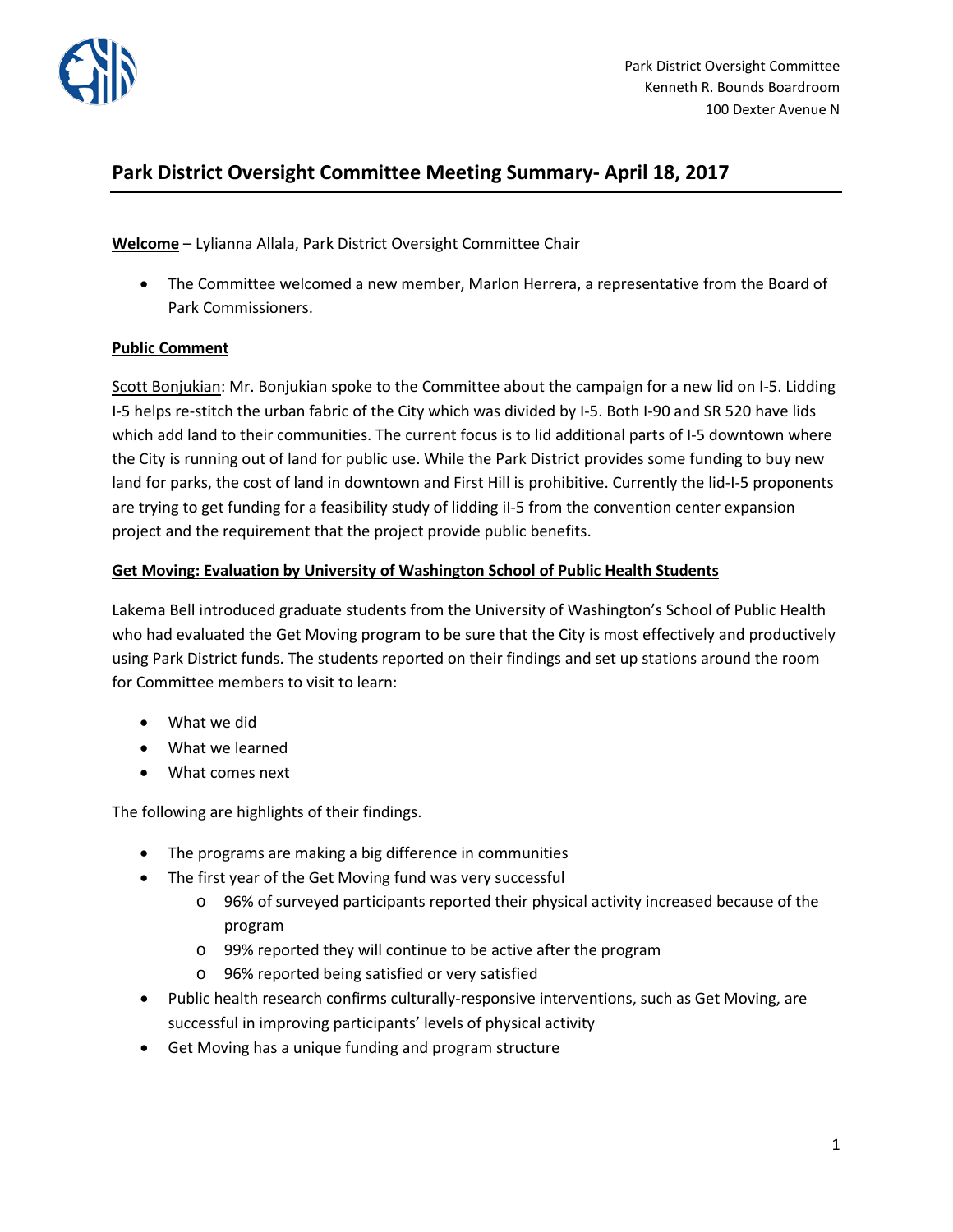Park District Oversight Committee
Kenneth R. Bounds Boardroom
100 Dexter Avenue N

# Park District Oversight Committee Meeting Summary- April 18, 2017

**Welcome** – Lylianna Allala, Park District Oversight Committee Chair

- The Committee welcomed a new member, Marlon Herrera, a representative from the Board of Park Commissioners.

**Public Comment**

Scott Bonjukian: Mr. Bonjukian spoke to the Committee about the campaign for a new lid on I-5. Lidding I-5 helps re-stitch the urban fabric of the City which was divided by I-5. Both I-90 and SR 520 have lids which add land to their communities. The current focus is to lid additional parts of I-5 downtown where the City is running out of land for public use. While the Park District provides some funding to buy new land for parks, the cost of land in downtown and First Hill is prohibitive. Currently the lid-I-5 proponents are trying to get funding for a feasibility study of lidding iI-5 from the convention center expansion project and the requirement that the project provide public benefits.

**Get Moving: Evaluation by University of Washington School of Public Health Students**

Lakema Bell introduced graduate students from the University of Washington's School of Public Health who had evaluated the Get Moving program to be sure that the City is most effectively and productively using Park District funds. The students reported on their findings and set up stations around the room for Committee members to visit to learn:

- What we did
- What we learned
- What comes next

The following are highlights of their findings.

- The programs are making a big difference in communities
- The first year of the Get Moving fund was very successful
  - 96% of surveyed participants reported their physical activity increased because of the program
  - 99% reported they will continue to be active after the program
  - 96% reported being satisfied or very satisfied
- Public health research confirms culturally-responsive interventions, such as Get Moving, are successful in improving participants' levels of physical activity
- Get Moving has a unique funding and program structure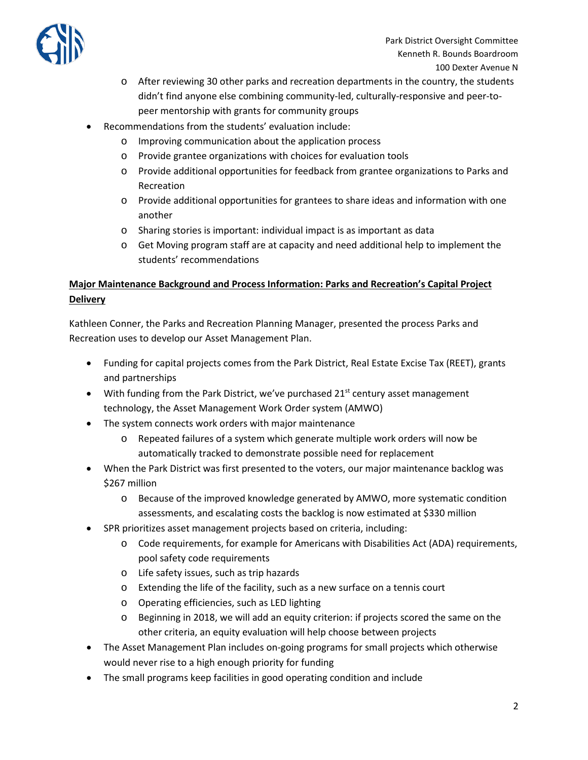- After reviewing 30 other parks and recreation departments in the country, the students didn't find anyone else combining community-led, culturally-responsive and peer-to-peer mentorship with grants for community groups
- Recommendations from the students' evaluation include:
    - Improving communication about the application process
    - Provide grantee organizations with choices for evaluation tools
    - Provide additional opportunities for feedback from grantee organizations to Parks and Recreation
    - Provide additional opportunities for grantees to share ideas and information with one another
    - Sharing stories is important: individual impact is as important as data
    - Get Moving program staff are at capacity and need additional help to implement the students' recommendations

**<u>Major Maintenance Background and Process Information: Parks and Recreation's Capital Project Delivery</u>**

Kathleen Conner, the Parks and Recreation Planning Manager, presented the process Parks and Recreation uses to develop our Asset Management Plan.

- Funding for capital projects comes from the Park District, Real Estate Excise Tax (REET), grants and partnerships
- With funding from the Park District, we've purchased 21st century asset management technology, the Asset Management Work Order system (AMWO)
- The system connects work orders with major maintenance
    - Repeated failures of a system which generate multiple work orders will now be automatically tracked to demonstrate possible need for replacement
- When the Park District was first presented to the voters, our major maintenance backlog was $267 million
    - Because of the improved knowledge generated by AMWO, more systematic condition assessments, and escalating costs the backlog is now estimated at $330 million
- SPR prioritizes asset management projects based on criteria, including:
    - Code requirements, for example for Americans with Disabilities Act (ADA) requirements, pool safety code requirements
    - Life safety issues, such as trip hazards
    - Extending the life of the facility, such as a new surface on a tennis court
    - Operating efficiencies, such as LED lighting
    - Beginning in 2018, we will add an equity criterion: if projects scored the same on the other criteria, an equity evaluation will help choose between projects
- The Asset Management Plan includes on-going programs for small projects which otherwise would never rise to a high enough priority for funding
- The small programs keep facilities in good operating condition and include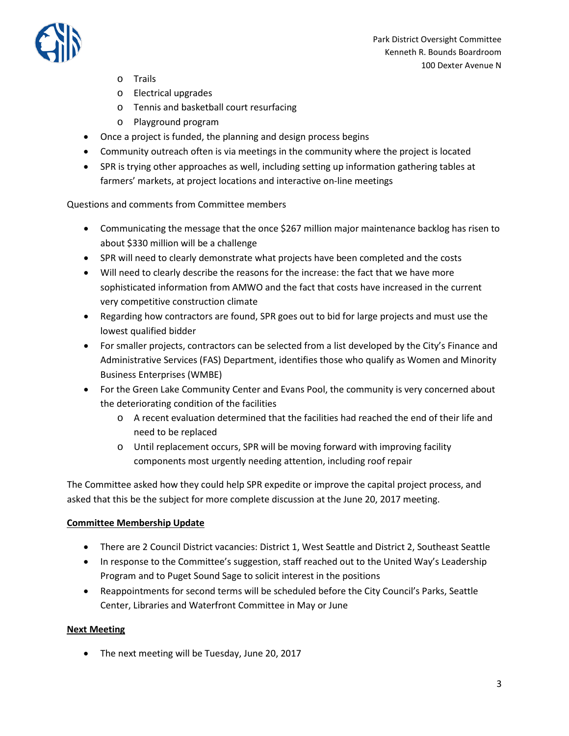- Trails
- Electrical upgrades
- Tennis and basketball court resurfacing
- Playground program

- Once a project is funded, the planning and design process begins
- Community outreach often is via meetings in the community where the project is located
- SPR is trying other approaches as well, including setting up information gathering tables at farmers' markets, at project locations and interactive on-line meetings

Questions and comments from Committee members

- Communicating the message that the once $267 million major maintenance backlog has risen to about $330 million will be a challenge
- SPR will need to clearly demonstrate what projects have been completed and the costs
- Will need to clearly describe the reasons for the increase: the fact that we have more sophisticated information from AMWO and the fact that costs have increased in the current very competitive construction climate
- Regarding how contractors are found, SPR goes out to bid for large projects and must use the lowest qualified bidder
- For smaller projects, contractors can be selected from a list developed by the City's Finance and Administrative Services (FAS) Department, identifies those who qualify as Women and Minority Business Enterprises (WMBE)
- For the Green Lake Community Center and Evans Pool, the community is very concerned about the deteriorating condition of the facilities
  - A recent evaluation determined that the facilities had reached the end of their life and need to be replaced
  - Until replacement occurs, SPR will be moving forward with improving facility components most urgently needing attention, including roof repair

The Committee asked how they could help SPR expedite or improve the capital project process, and asked that this be the subject for more complete discussion at the June 20, 2017 meeting.

**Committee Membership Update**

- There are 2 Council District vacancies: District 1, West Seattle and District 2, Southeast Seattle
- In response to the Committee's suggestion, staff reached out to the United Way's Leadership Program and to Puget Sound Sage to solicit interest in the positions
- Reappointments for second terms will be scheduled before the City Council's Parks, Seattle Center, Libraries and Waterfront Committee in May or June

**Next Meeting**

- The next meeting will be Tuesday, June 20, 2017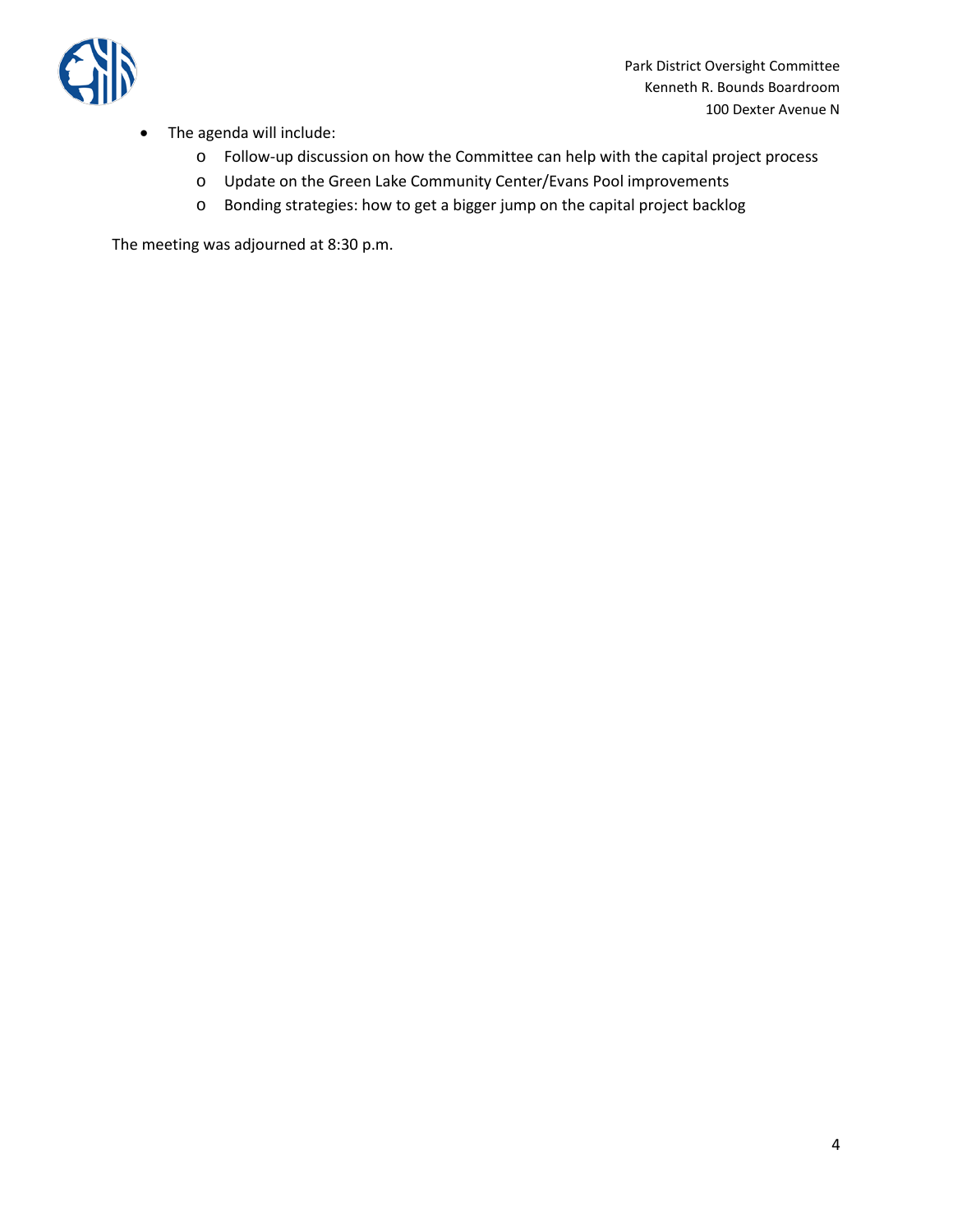- The agenda will include:
  - Follow-up discussion on how the Committee can help with the capital project process
  - Update on the Green Lake Community Center/Evans Pool improvements
  - Bonding strategies: how to get a bigger jump on the capital project backlog

The meeting was adjourned at 8:30 p.m.